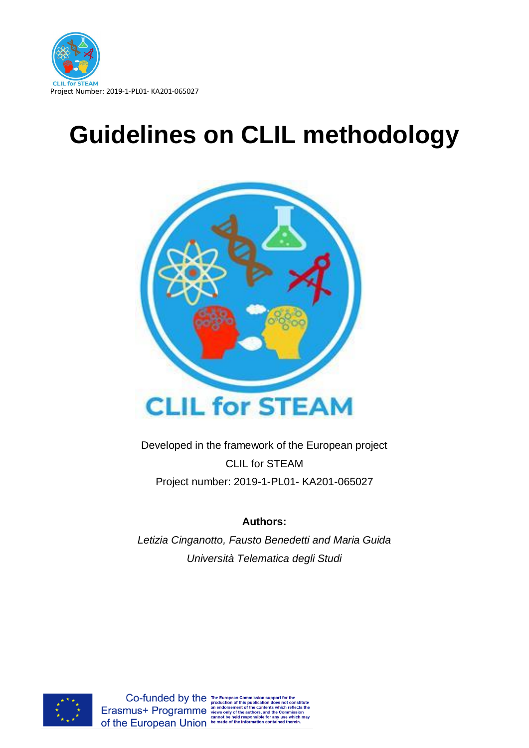Project Number: 2019-1-PL01- KA201-065027

# Guidelines on CLIL methodology

CLIL for STEAM

Developed in the framework of the European project
CLIL for STEAM
Project number: 2019-1-PL01- KA201-065027

**Authors:**

*Letizia Cinganotto, Fausto Benedetti and Maria Guida*
*Università Telematica degli Studi*

Co-funded by the Erasmus+ Programme of the European Union

The European Commission support for the production of this publication does not constitute an endorsement of the contents which reflects the views only of the authors, and the Commission cannot be held responsible for any use which may be made of the information contained therein.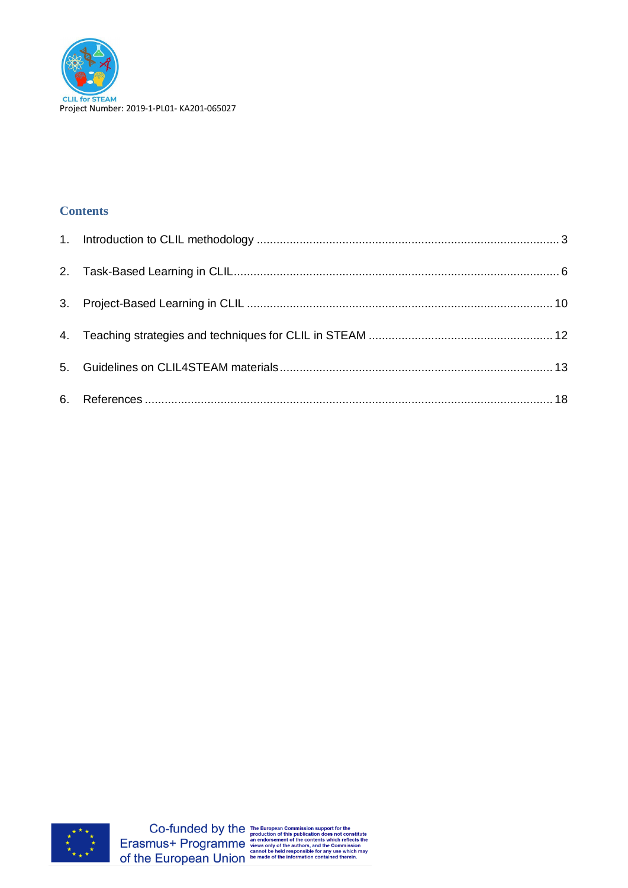## Contents

1. Introduction to CLIL methodology ............................................................................................ 3
2. Task-Based Learning in CLIL.................................................................................................... 6
3. Project-Based Learning in CLIL ............................................................................................ 10
4. Teaching strategies and techniques for CLIL in STEAM ........................................................ 12
5. Guidelines on CLIL4STEAM materials.................................................................................. 13
6. References ........................................................................................................................... 18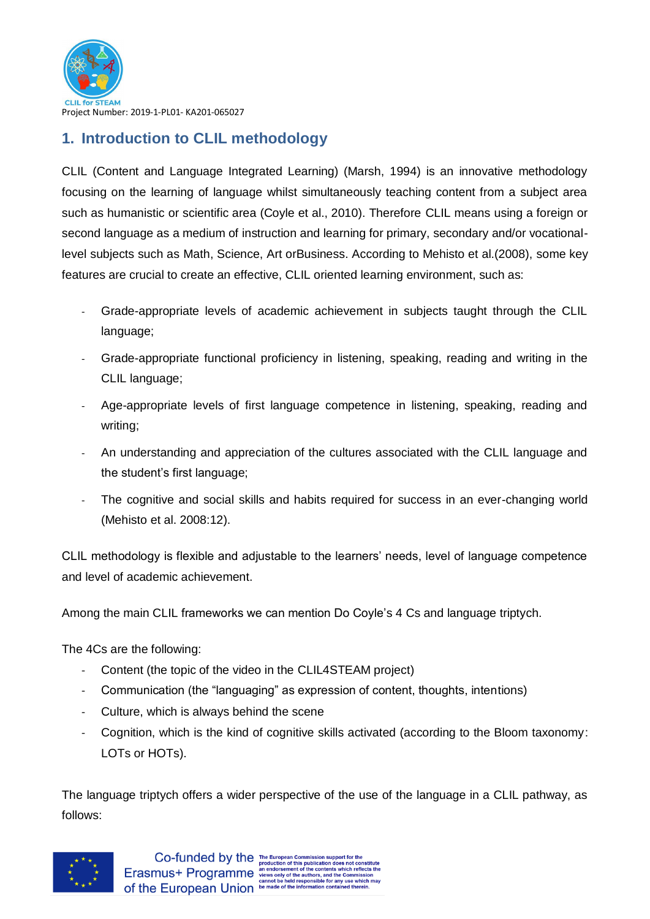## 1. Introduction to CLIL methodology

CLIL (Content and Language Integrated Learning) (Marsh, 1994) is an innovative methodology focusing on the learning of language whilst simultaneously teaching content from a subject area such as humanistic or scientific area (Coyle et al., 2010). Therefore CLIL means using a foreign or second language as a medium of instruction and learning for primary, secondary and/or vocational-level subjects such as Math, Science, Art orBusiness. According to Mehisto et al.(2008), some key features are crucial to create an effective, CLIL oriented learning environment, such as:

- Grade-appropriate levels of academic achievement in subjects taught through the CLIL language;
- Grade-appropriate functional proficiency in listening, speaking, reading and writing in the CLIL language;
- Age-appropriate levels of first language competence in listening, speaking, reading and writing;
- An understanding and appreciation of the cultures associated with the CLIL language and the student's first language;
- The cognitive and social skills and habits required for success in an ever-changing world (Mehisto et al. 2008:12).

CLIL methodology is flexible and adjustable to the learners' needs, level of language competence and level of academic achievement.

Among the main CLIL frameworks we can mention Do Coyle's 4 Cs and language triptych.

The 4Cs are the following:

- Content (the topic of the video in the CLIL4STEAM project)
- Communication (the "languaging" as expression of content, thoughts, intentions)
- Culture, which is always behind the scene
- Cognition, which is the kind of cognitive skills activated (according to the Bloom taxonomy: LOTs or HOTs).

The language triptych offers a wider perspective of the use of the language in a CLIL pathway, as follows: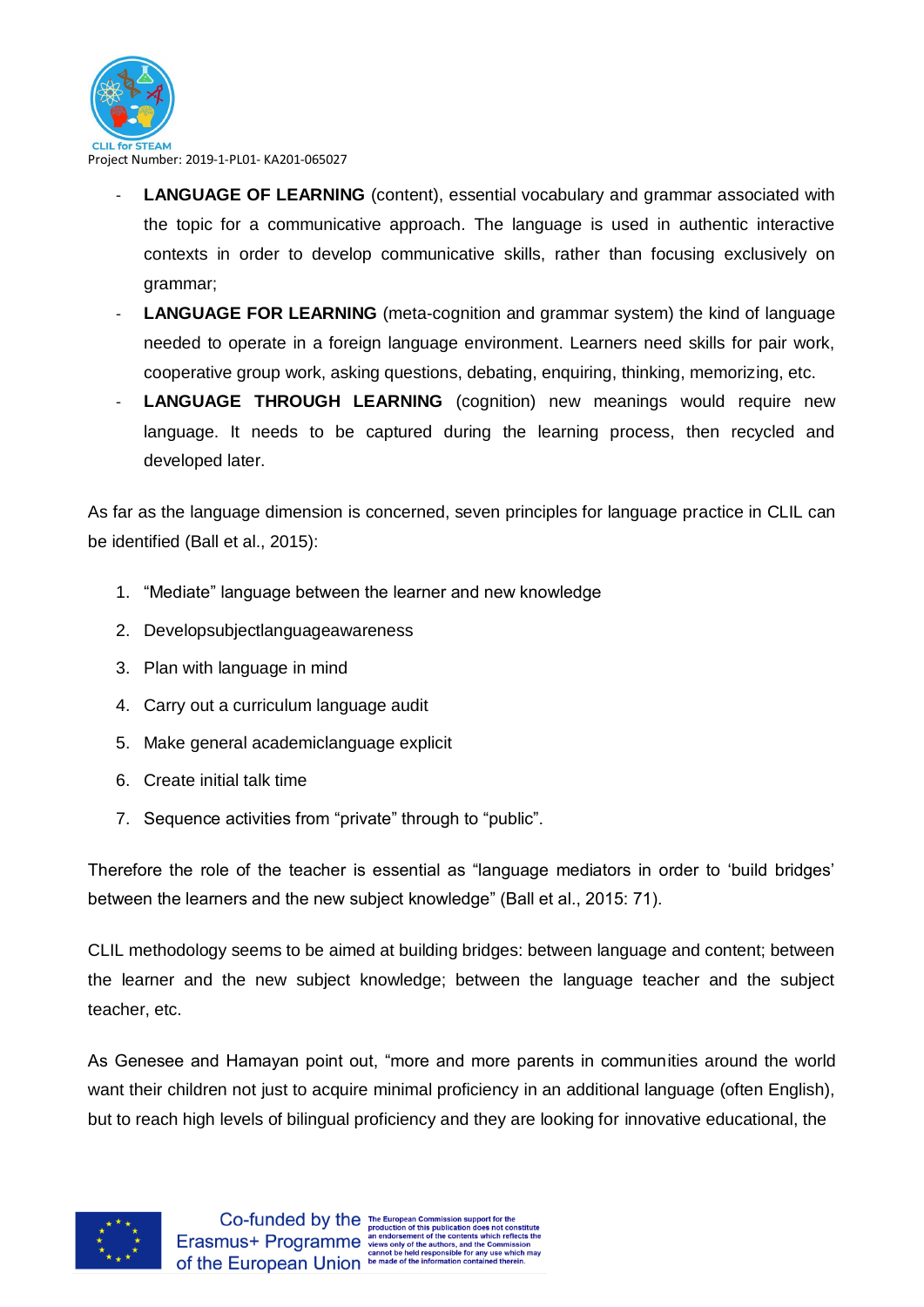- **LANGUAGE OF LEARNING** (content), essential vocabulary and grammar associated with the topic for a communicative approach. The language is used in authentic interactive contexts in order to develop communicative skills, rather than focusing exclusively on grammar;
- **LANGUAGE FOR LEARNING** (meta-cognition and grammar system) the kind of language needed to operate in a foreign language environment. Learners need skills for pair work, cooperative group work, asking questions, debating, enquiring, thinking, memorizing, etc.
- **LANGUAGE THROUGH LEARNING** (cognition) new meanings would require new language. It needs to be captured during the learning process, then recycled and developed later.

As far as the language dimension is concerned, seven principles for language practice in CLIL can be identified (Ball et al., 2015):

1. "Mediate" language between the learner and new knowledge
2. Developsubjectlanguageawareness
3. Plan with language in mind
4. Carry out a curriculum language audit
5. Make general academiclanguage explicit
6. Create initial talk time
7. Sequence activities from "private" through to "public".

Therefore the role of the teacher is essential as "language mediators in order to 'build bridges' between the learners and the new subject knowledge" (Ball et al., 2015: 71).

CLIL methodology seems to be aimed at building bridges: between language and content; between the learner and the new subject knowledge; between the language teacher and the subject teacher, etc.

As Genesee and Hamayan point out, "more and more parents in communities around the world want their children not just to acquire minimal proficiency in an additional language (often English), but to reach high levels of bilingual proficiency and they are looking for innovative educational, the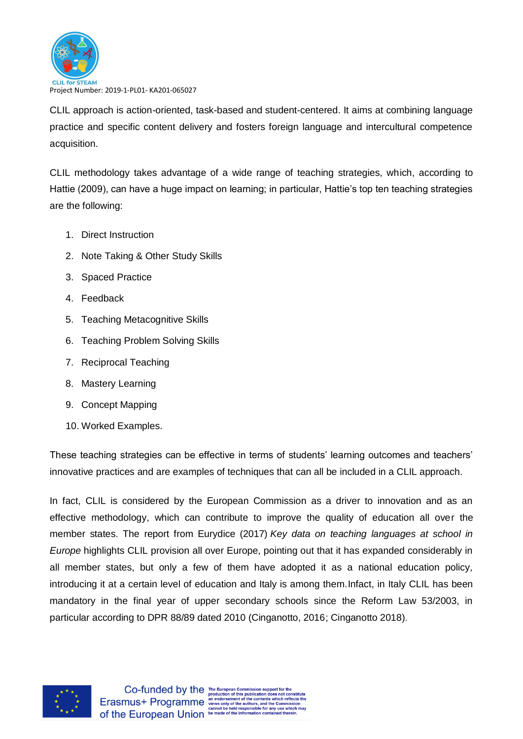CLIL approach is action-oriented, task-based and student-centered. It aims at combining language practice and specific content delivery and fosters foreign language and intercultural competence acquisition.

CLIL methodology takes advantage of a wide range of teaching strategies, which, according to Hattie (2009), can have a huge impact on learning; in particular, Hattie's top ten teaching strategies are the following:

1. Direct Instruction
2. Note Taking & Other Study Skills
3. Spaced Practice
4. Feedback
5. Teaching Metacognitive Skills
6. Teaching Problem Solving Skills
7. Reciprocal Teaching
8. Mastery Learning
9. Concept Mapping
10. Worked Examples.

These teaching strategies can be effective in terms of students' learning outcomes and teachers' innovative practices and are examples of techniques that can all be included in a CLIL approach.

In fact, CLIL is considered by the European Commission as a driver to innovation and as an effective methodology, which can contribute to improve the quality of education all over the member states. The report from Eurydice (2017) *Key data on teaching languages at school in Europe* highlights CLIL provision all over Europe, pointing out that it has expanded considerably in all member states, but only a few of them have adopted it as a national education policy, introducing it at a certain level of education and Italy is among them. Infact, in Italy CLIL has been mandatory in the final year of upper secondary schools since the Reform Law 53/2003, in particular according to DPR 88/89 dated 2010 (Cinganotto, 2016; Cinganotto 2018).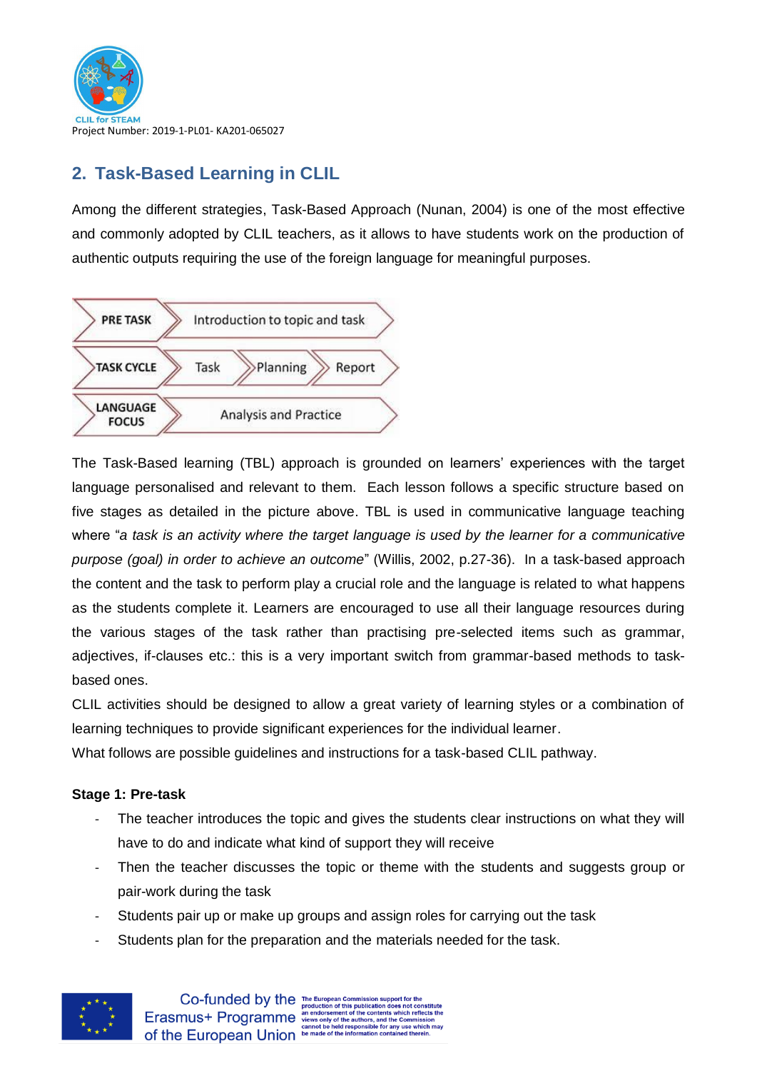## 2. Task-Based Learning in CLIL

Among the different strategies, Task-Based Approach (Nunan, 2004) is one of the most effective and commonly adopted by CLIL teachers, as it allows to have students work on the production of authentic outputs requiring the use of the foreign language for meaningful purposes.

| | | | |
|---|---|---|---|
| PRE TASK | Introduction to topic and task | | |
| TASK CYCLE | Task | Planning | Report |
| LANGUAGE FOCUS | Analysis and Practice | | |

The Task-Based learning (TBL) approach is grounded on learners' experiences with the target language personalised and relevant to them. Each lesson follows a specific structure based on five stages as detailed in the picture above. TBL is used in communicative language teaching where "*a task is an activity where the target language is used by the learner for a communicative purpose (goal) in order to achieve an outcome*" (Willis, 2002, p.27-36). In a task-based approach the content and the task to perform play a crucial role and the language is related to what happens as the students complete it. Learners are encouraged to use all their language resources during the various stages of the task rather than practising pre-selected items such as grammar, adjectives, if-clauses etc.: this is a very important switch from grammar-based methods to task-based ones.

CLIL activities should be designed to allow a great variety of learning styles or a combination of learning techniques to provide significant experiences for the individual learner.

What follows are possible guidelines and instructions for a task-based CLIL pathway.

**Stage 1: Pre-task**

- The teacher introduces the topic and gives the students clear instructions on what they will have to do and indicate what kind of support they will receive
- Then the teacher discusses the topic or theme with the students and suggests group or pair-work during the task
- Students pair up or make up groups and assign roles for carrying out the task
- Students plan for the preparation and the materials needed for the task.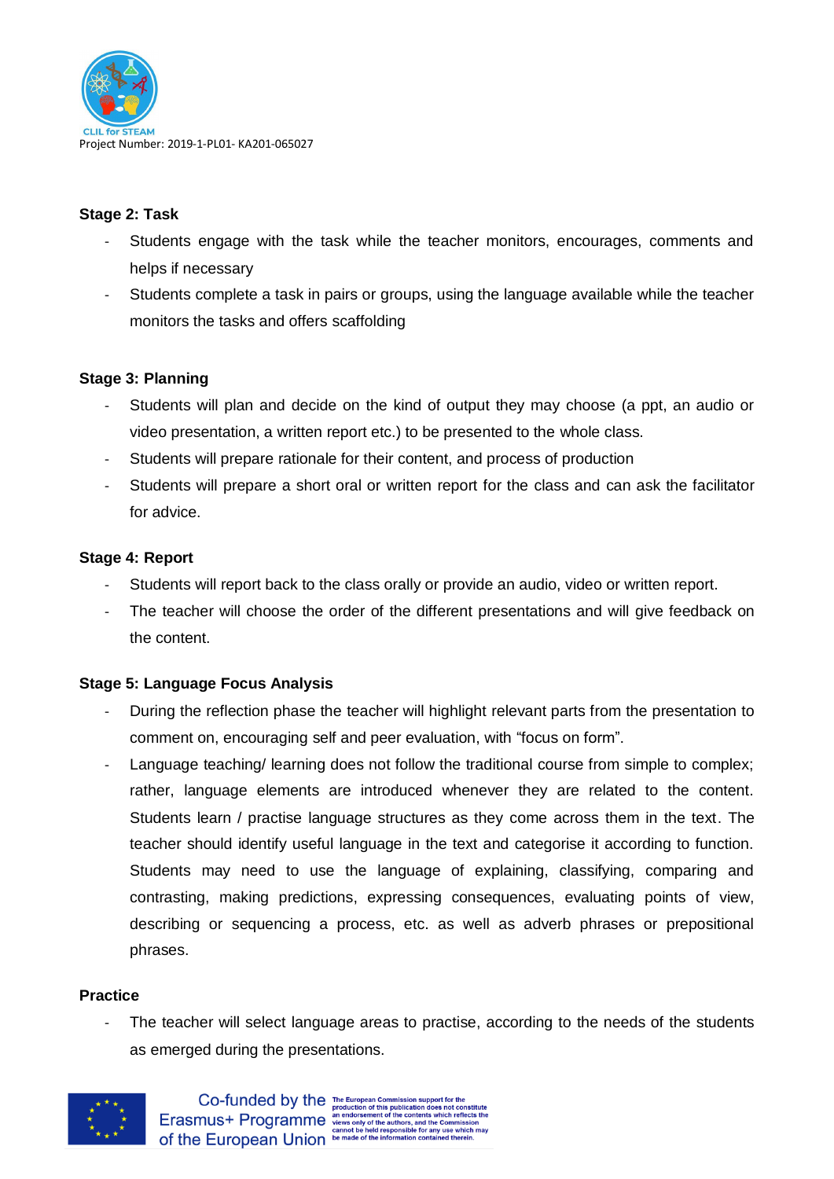**Stage 2: Task**

- Students engage with the task while the teacher monitors, encourages, comments and helps if necessary
- Students complete a task in pairs or groups, using the language available while the teacher monitors the tasks and offers scaffolding

**Stage 3: Planning**

- Students will plan and decide on the kind of output they may choose (a ppt, an audio or video presentation, a written report etc.) to be presented to the whole class.
- Students will prepare rationale for their content, and process of production
- Students will prepare a short oral or written report for the class and can ask the facilitator for advice.

**Stage 4: Report**

- Students will report back to the class orally or provide an audio, video or written report.
- The teacher will choose the order of the different presentations and will give feedback on the content.

**Stage 5: Language Focus Analysis**

- During the reflection phase the teacher will highlight relevant parts from the presentation to comment on, encouraging self and peer evaluation, with "focus on form".
- Language teaching/ learning does not follow the traditional course from simple to complex; rather, language elements are introduced whenever they are related to the content. Students learn / practise language structures as they come across them in the text. The teacher should identify useful language in the text and categorise it according to function. Students may need to use the language of explaining, classifying, comparing and contrasting, making predictions, expressing consequences, evaluating points of view, describing or sequencing a process, etc. as well as adverb phrases or prepositional phrases.

**Practice**

- The teacher will select language areas to practise, according to the needs of the students as emerged during the presentations.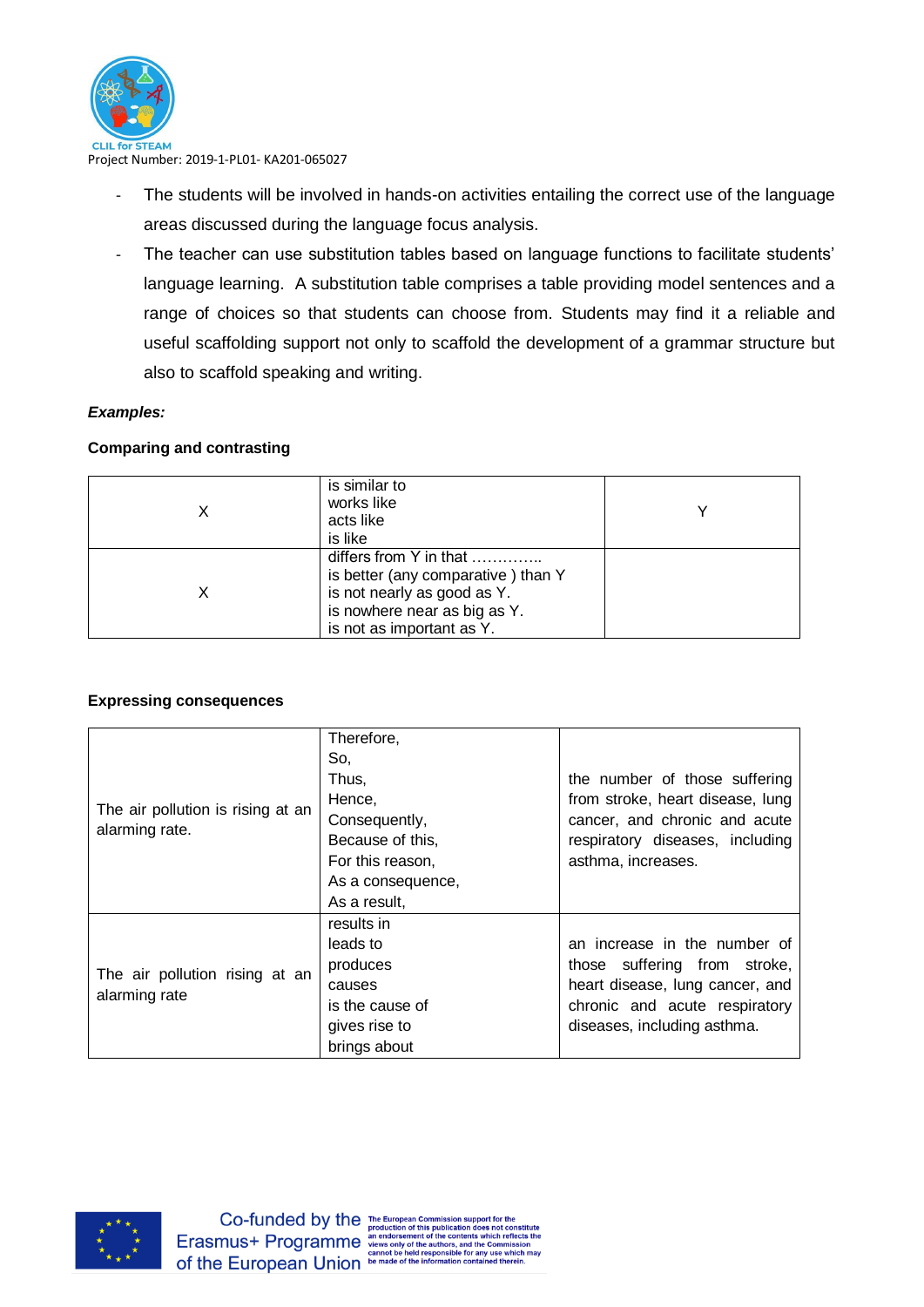- The students will be involved in hands-on activities entailing the correct use of the language areas discussed during the language focus analysis.
- The teacher can use substitution tables based on language functions to facilitate students' language learning. A substitution table comprises a table providing model sentences and a range of choices so that students can choose from. Students may find it a reliable and useful scaffolding support not only to scaffold the development of a grammar structure but also to scaffold speaking and writing.

***Examples:***

**Comparing and contrasting**

| | | |
|---|---|---|
| X | is similar to<br>works like<br>acts like<br>is like | Y |
| X | differs from Y in that …………..<br>is better (any comparative ) than Y<br>is not nearly as good as Y.<br>is nowhere near as big as Y.<br>is not as important as Y. | |

**Expressing consequences**

| | | |
|---|---|---|
| The air pollution is rising at an alarming rate. | Therefore,<br>So,<br>Thus,<br>Hence,<br>Consequently,<br>Because of this,<br>For this reason,<br>As a consequence,<br>As a result, | the number of those suffering from stroke, heart disease, lung cancer, and chronic and acute respiratory diseases, including asthma, increases. |
| The air pollution rising at an alarming rate | results in<br>leads to<br>produces<br>causes<br>is the cause of<br>gives rise to<br>brings about | an increase in the number of those suffering from stroke, heart disease, lung cancer, and chronic and acute respiratory diseases, including asthma. |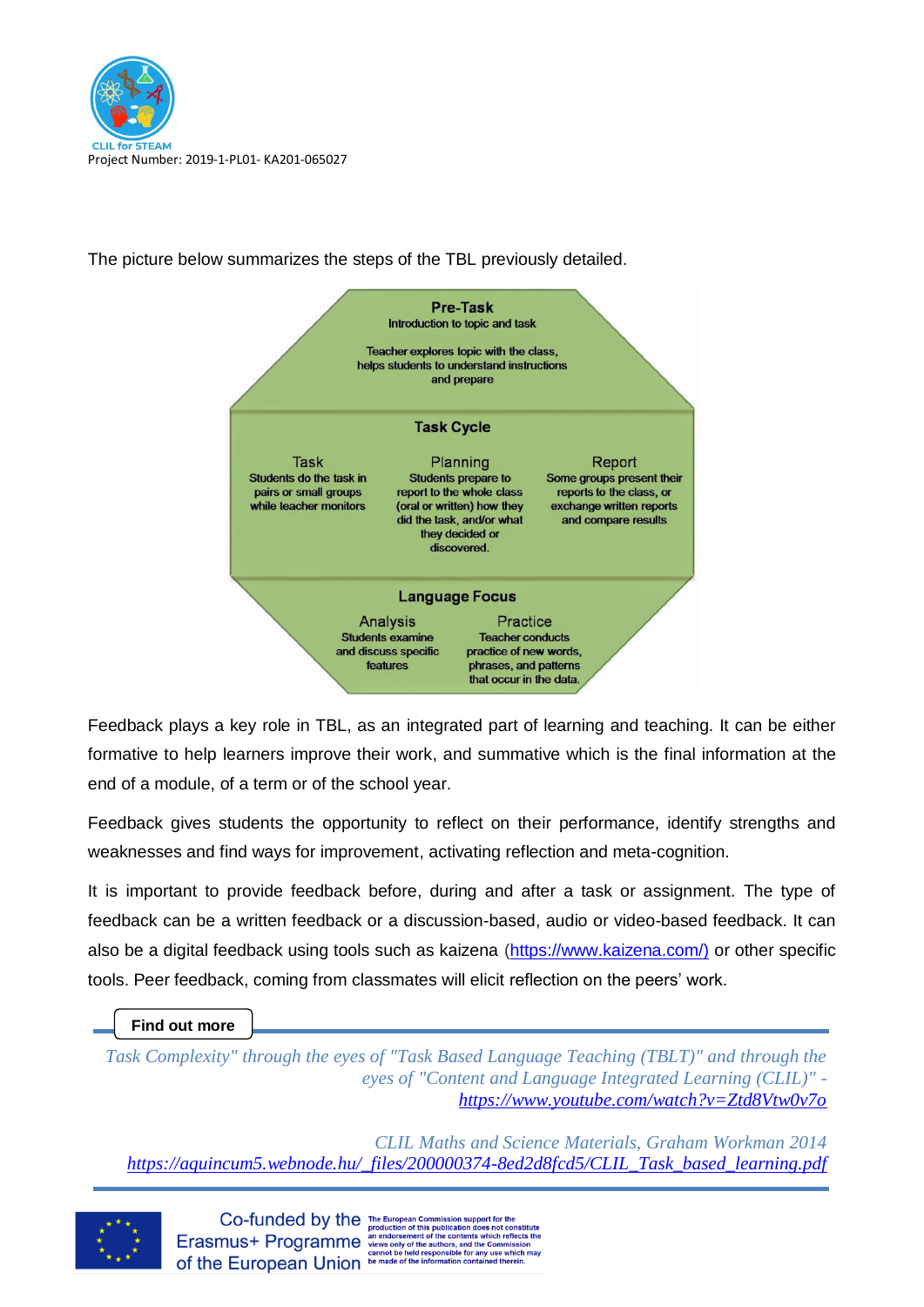The picture below summarizes the steps of the TBL previously detailed.

**Pre-Task**

Introduction to topic and task

Teacher explores topic with the class, helps students to understand instructions and prepare

**Task Cycle**

Task
Students do the task in pairs or small groups while teacher monitors

Planning
Students prepare to report to the whole class (oral or written) how they did the task, and/or what they decided or discovered.

Report
Some groups present their reports to the class, or exchange written reports and compare results

**Language Focus**

Analysis
Students examine and discuss specific features

Practice
Teacher conducts practice of new words, phrases, and patterns that occur in the data.

Feedback plays a key role in TBL, as an integrated part of learning and teaching. It can be either formative to help learners improve their work, and summative which is the final information at the end of a module, of a term or of the school year.

Feedback gives students the opportunity to reflect on their performance, identify strengths and weaknesses and find ways for improvement, activating reflection and meta-cognition.

It is important to provide feedback before, during and after a task or assignment. The type of feedback can be a written feedback or a discussion-based, audio or video-based feedback. It can also be a digital feedback using tools such as kaizena (https://www.kaizena.com/) or other specific tools. Peer feedback, coming from classmates will elicit reflection on the peers' work.

**Find out more**

*Task Complexity" through the eyes of "Task Based Language Teaching (TBLT)" and through the eyes of "Content and Language Integrated Learning (CLIL)" -* https://www.youtube.com/watch?v=Ztd8Vtw0v7o

*CLIL Maths and Science Materials, Graham Workman 2014* https://aquincum5.webnode.hu/_files/200000374-8ed2d8fcd5/CLIL_Task_based_learning.pdf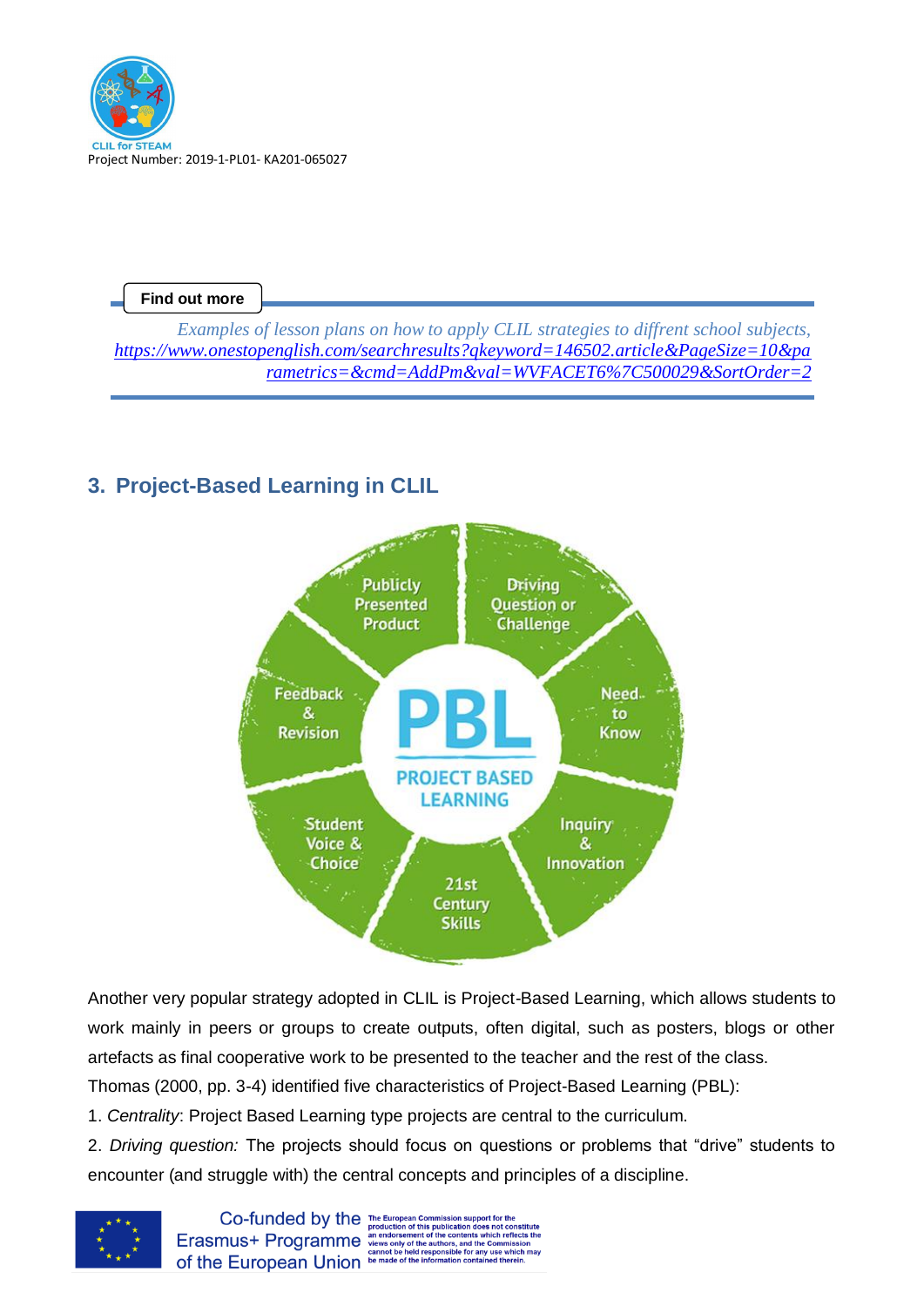**Find out more**

*Examples of lesson plans on how to apply CLIL strategies to diffrent school subjects,* *https://www.onestopenglish.com/searchresults?qkeyword=146502.article&PageSize=10&parametrics=&cmd=AddPm&val=WVFACET6%7C500029&SortOrder=2*

## 3. Project-Based Learning in CLIL

Another very popular strategy adopted in CLIL is Project-Based Learning, which allows students to work mainly in peers or groups to create outputs, often digital, such as posters, blogs or other artefacts as final cooperative work to be presented to the teacher and the rest of the class.

Thomas (2000, pp. 3-4) identified five characteristics of Project-Based Learning (PBL):

1. *Centrality*: Project Based Learning type projects are central to the curriculum.
2. *Driving question:* The projects should focus on questions or problems that "drive" students to encounter (and struggle with) the central concepts and principles of a discipline.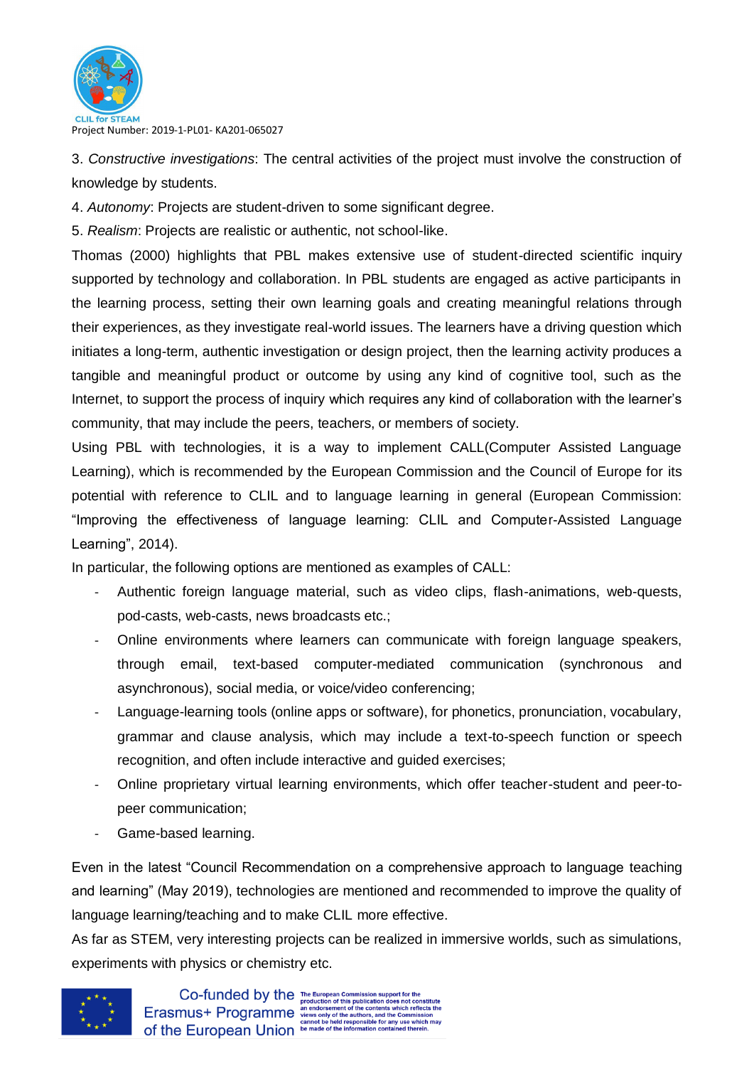3. *Constructive investigations*: The central activities of the project must involve the construction of knowledge by students.

4. *Autonomy*: Projects are student-driven to some significant degree.

5. *Realism*: Projects are realistic or authentic, not school-like.

Thomas (2000) highlights that PBL makes extensive use of student-directed scientific inquiry supported by technology and collaboration. In PBL students are engaged as active participants in the learning process, setting their own learning goals and creating meaningful relations through their experiences, as they investigate real-world issues. The learners have a driving question which initiates a long-term, authentic investigation or design project, then the learning activity produces a tangible and meaningful product or outcome by using any kind of cognitive tool, such as the Internet, to support the process of inquiry which requires any kind of collaboration with the learner's community, that may include the peers, teachers, or members of society.

Using PBL with technologies, it is a way to implement CALL(Computer Assisted Language Learning), which is recommended by the European Commission and the Council of Europe for its potential with reference to CLIL and to language learning in general (European Commission: "Improving the effectiveness of language learning: CLIL and Computer-Assisted Language Learning", 2014).

In particular, the following options are mentioned as examples of CALL:

- Authentic foreign language material, such as video clips, flash-animations, web-quests, pod-casts, web-casts, news broadcasts etc.;
- Online environments where learners can communicate with foreign language speakers, through email, text-based computer-mediated communication (synchronous and asynchronous), social media, or voice/video conferencing;
- Language-learning tools (online apps or software), for phonetics, pronunciation, vocabulary, grammar and clause analysis, which may include a text-to-speech function or speech recognition, and often include interactive and guided exercises;
- Online proprietary virtual learning environments, which offer teacher-student and peer-to-peer communication;
- Game-based learning.

Even in the latest "Council Recommendation on a comprehensive approach to language teaching and learning" (May 2019), technologies are mentioned and recommended to improve the quality of language learning/teaching and to make CLIL more effective.

As far as STEM, very interesting projects can be realized in immersive worlds, such as simulations, experiments with physics or chemistry etc.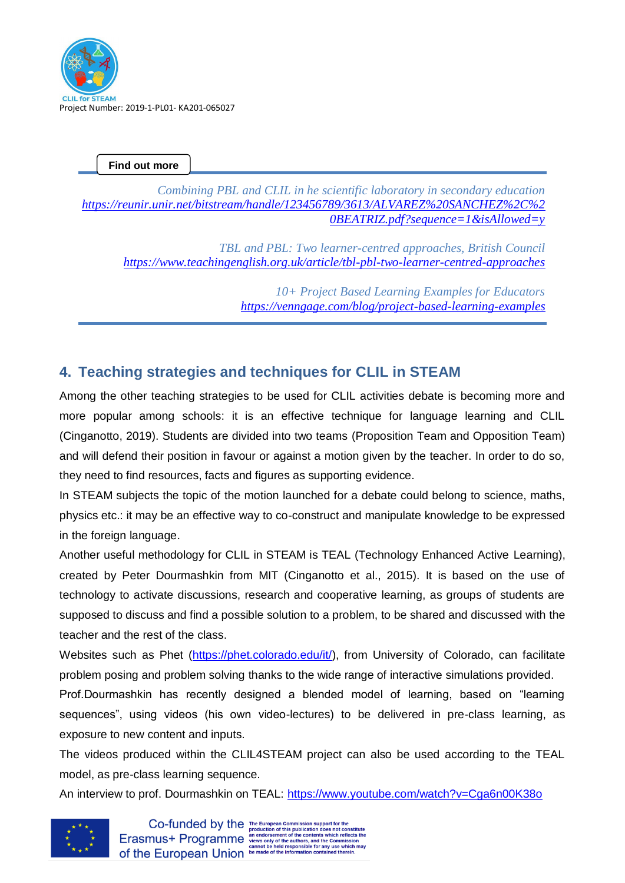**Find out more**

*Combining PBL and CLIL in he scientific laboratory in secondary education*
https://reunir.unir.net/bitstream/handle/123456789/3613/ALVAREZ%20SANCHEZ%2C%20BEATRIZ.pdf?sequence=1&isAllowed=y

*TBL and PBL: Two learner-centred approaches, British Council*
https://www.teachingenglish.org.uk/article/tbl-pbl-two-learner-centred-approaches

*10+ Project Based Learning Examples for Educators*
https://venngage.com/blog/project-based-learning-examples

## 4. Teaching strategies and techniques for CLIL in STEAM

Among the other teaching strategies to be used for CLIL activities debate is becoming more and more popular among schools: it is an effective technique for language learning and CLIL (Cinganotto, 2019). Students are divided into two teams (Proposition Team and Opposition Team) and will defend their position in favour or against a motion given by the teacher. In order to do so, they need to find resources, facts and figures as supporting evidence.

In STEAM subjects the topic of the motion launched for a debate could belong to science, maths, physics etc.: it may be an effective way to co-construct and manipulate knowledge to be expressed in the foreign language.

Another useful methodology for CLIL in STEAM is TEAL (Technology Enhanced Active Learning), created by Peter Dourmashkin from MIT (Cinganotto et al., 2015). It is based on the use of technology to activate discussions, research and cooperative learning, as groups of students are supposed to discuss and find a possible solution to a problem, to be shared and discussed with the teacher and the rest of the class.

Websites such as Phet (https://phet.colorado.edu/it/), from University of Colorado, can facilitate problem posing and problem solving thanks to the wide range of interactive simulations provided.

Prof.Dourmashkin has recently designed a blended model of learning, based on "learning sequences", using videos (his own video-lectures) to be delivered in pre-class learning, as exposure to new content and inputs.

The videos produced within the CLIL4STEAM project can also be used according to the TEAL model, as pre-class learning sequence.

An interview to prof. Dourmashkin on TEAL: https://www.youtube.com/watch?v=Cga6n00K38o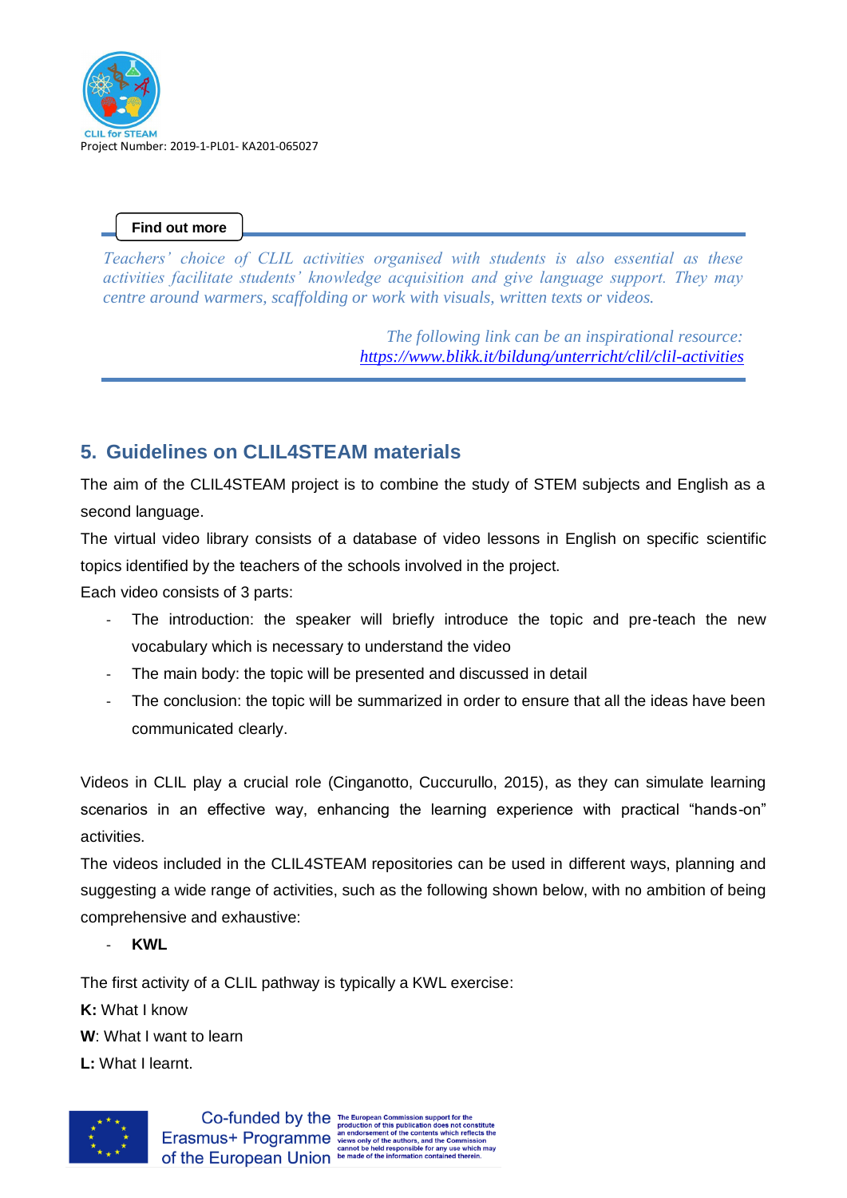**Find out more**

*Teachers' choice of CLIL activities organised with students is also essential as these activities facilitate students' knowledge acquisition and give language support. They may centre around warmers, scaffolding or work with visuals, written texts or videos.*

*The following link can be an inspirational resource:* [*https://www.blikk.it/bildung/unterricht/clil/clil-activities*](https://www.blikk.it/bildung/unterricht/clil/clil-activities)

## 5. Guidelines on CLIL4STEAM materials

The aim of the CLIL4STEAM project is to combine the study of STEM subjects and English as a second language.

The virtual video library consists of a database of video lessons in English on specific scientific topics identified by the teachers of the schools involved in the project.

Each video consists of 3 parts:

- The introduction: the speaker will briefly introduce the topic and pre-teach the new vocabulary which is necessary to understand the video
- The main body: the topic will be presented and discussed in detail
- The conclusion: the topic will be summarized in order to ensure that all the ideas have been communicated clearly.

Videos in CLIL play a crucial role (Cinganotto, Cuccurullo, 2015), as they can simulate learning scenarios in an effective way, enhancing the learning experience with practical "hands-on" activities.

The videos included in the CLIL4STEAM repositories can be used in different ways, planning and suggesting a wide range of activities, such as the following shown below, with no ambition of being comprehensive and exhaustive:

- **KWL**

The first activity of a CLIL pathway is typically a KWL exercise:

**K:** What I know

**W**: What I want to learn

**L:** What I learnt.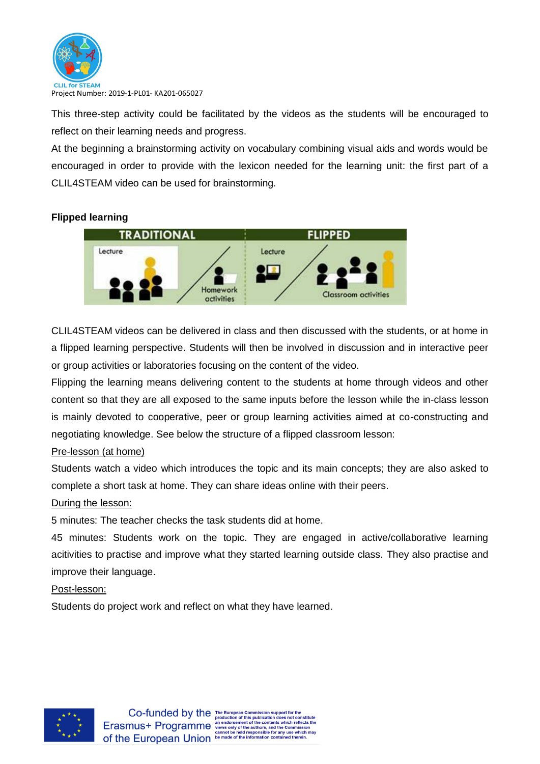This three-step activity could be facilitated by the videos as the students will be encouraged to reflect on their learning needs and progress.

At the beginning a brainstorming activity on vocabulary combining visual aids and words would be encouraged in order to provide with the lexicon needed for the learning unit: the first part of a CLIL4STEAM video can be used for brainstorming.

**Flipped learning**

CLIL4STEAM videos can be delivered in class and then discussed with the students, or at home in a flipped learning perspective. Students will then be involved in discussion and in interactive peer or group activities or laboratories focusing on the content of the video.

Flipping the learning means delivering content to the students at home through videos and other content so that they are all exposed to the same inputs before the lesson while the in-class lesson is mainly devoted to cooperative, peer or group learning activities aimed at co-constructing and negotiating knowledge. See below the structure of a flipped classroom lesson:

Pre-lesson (at home)

Students watch a video which introduces the topic and its main concepts; they are also asked to complete a short task at home. They can share ideas online with their peers.

During the lesson:

5 minutes: The teacher checks the task students did at home.

45 minutes: Students work on the topic. They are engaged in active/collaborative learning acitivities to practise and improve what they started learning outside class. They also practise and improve their language.

Post-lesson:

Students do project work and reflect on what they have learned.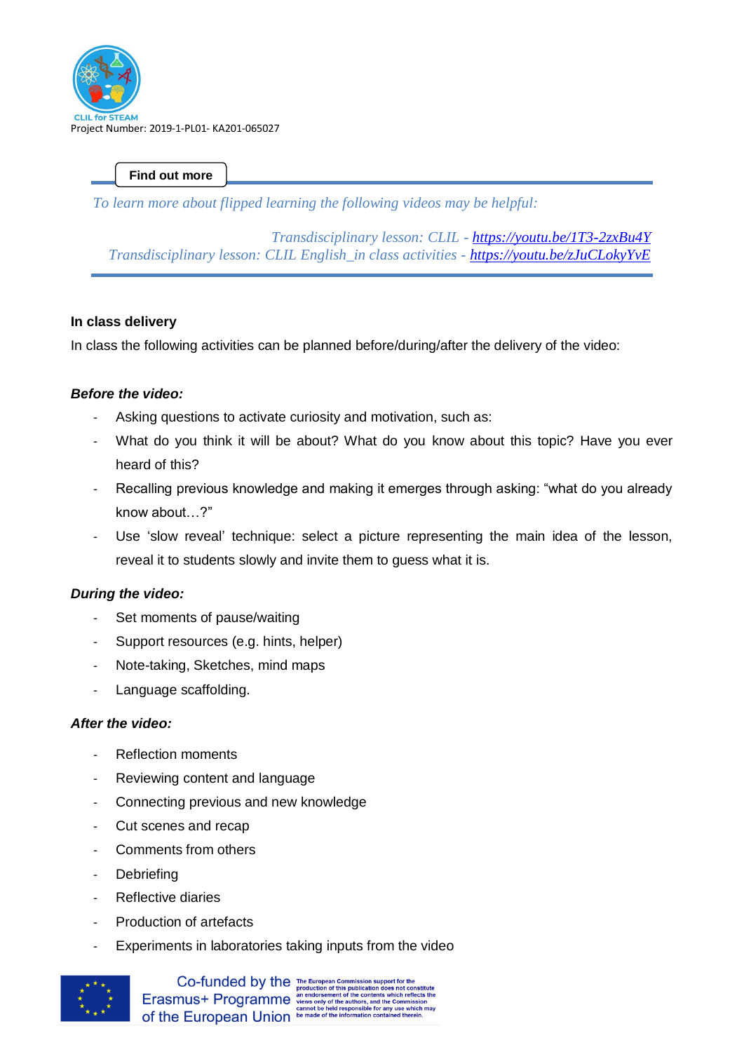**Find out more**

*To learn more about flipped learning the following videos may be helpful:*

*Transdisciplinary lesson: CLIL - [https://youtu.be/1T3-2zxBu4Y](https://youtu.be/1T3-2zxBu4Y)*
*Transdisciplinary lesson: CLIL English_in class activities - [https://youtu.be/zJuCLokyYvE](https://youtu.be/zJuCLokyYvE)*

**In class delivery**

In class the following activities can be planned before/during/after the delivery of the video:

***Before the video:***

- Asking questions to activate curiosity and motivation, such as:
- What do you think it will be about? What do you know about this topic? Have you ever heard of this?
- Recalling previous knowledge and making it emerges through asking: “what do you already know about…?”
- Use ‘slow reveal’ technique: select a picture representing the main idea of the lesson, reveal it to students slowly and invite them to guess what it is.

***During the video:***

- Set moments of pause/waiting
- Support resources (e.g. hints, helper)
- Note-taking, Sketches, mind maps
- Language scaffolding.

***After the video:***

- Reflection moments
- Reviewing content and language
- Connecting previous and new knowledge
- Cut scenes and recap
- Comments from others
- Debriefing
- Reflective diaries
- Production of artefacts
- Experiments in laboratories taking inputs from the video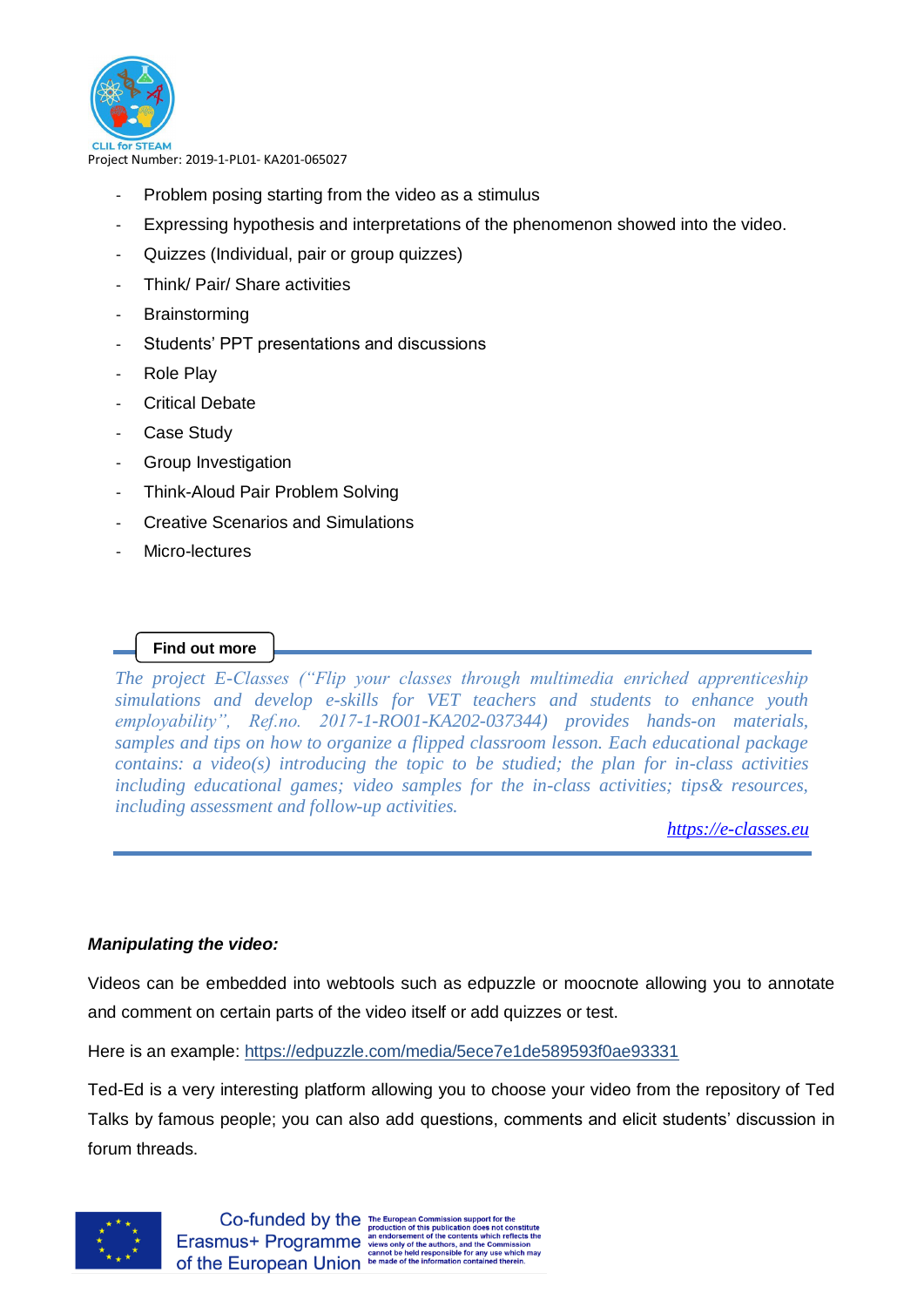- Problem posing starting from the video as a stimulus
- Expressing hypothesis and interpretations of the phenomenon showed into the video.
- Quizzes (Individual, pair or group quizzes)
- Think/ Pair/ Share activities
- Brainstorming
- Students' PPT presentations and discussions
- Role Play
- Critical Debate
- Case Study
- Group Investigation
- Think-Aloud Pair Problem Solving
- Creative Scenarios and Simulations
- Micro-lectures

**Find out more**

*The project E-Classes ("Flip your classes through multimedia enriched apprenticeship simulations and develop e-skills for VET teachers and students to enhance youth employability", Ref.no. 2017-1-RO01-KA202-037344) provides hands-on materials, samples and tips on how to organize a flipped classroom lesson. Each educational package contains: a video(s) introducing the topic to be studied; the plan for in-class activities including educational games; video samples for the in-class activities; tips& resources, including assessment and follow-up activities.*

https://e-classes.eu

***Manipulating the video:***

Videos can be embedded into webtools such as edpuzzle or moocnote allowing you to annotate and comment on certain parts of the video itself or add quizzes or test.

Here is an example: https://edpuzzle.com/media/5ece7e1de589593f0ae93331

Ted-Ed is a very interesting platform allowing you to choose your video from the repository of Ted Talks by famous people; you can also add questions, comments and elicit students' discussion in forum threads.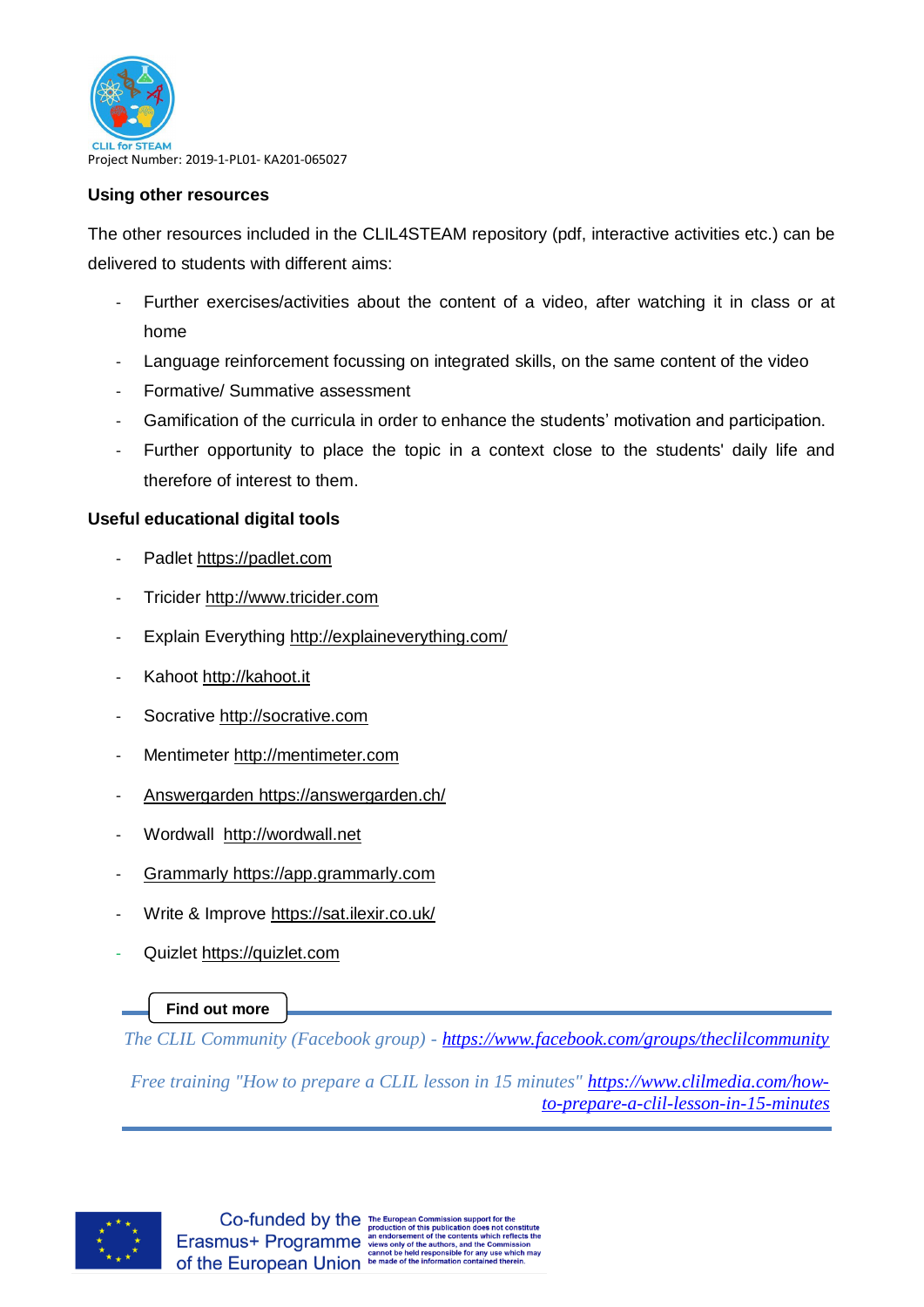## Using other resources

The other resources included in the CLIL4STEAM repository (pdf, interactive activities etc.) can be delivered to students with different aims:

- Further exercises/activities about the content of a video, after watching it in class or at home
- Language reinforcement focussing on integrated skills, on the same content of the video
- Formative/ Summative assessment
- Gamification of the curricula in order to enhance the students' motivation and participation.
- Further opportunity to place the topic in a context close to the students' daily life and therefore of interest to them.

## Useful educational digital tools

- Padlet https://padlet.com
- Tricider http://www.tricider.com
- Explain Everything http://explaineverything.com/
- Kahoot http://kahoot.it
- Socrative http://socrative.com
- Mentimeter http://mentimeter.com
- Answergarden https://answergarden.ch/
- Wordwall http://wordwall.net
- Grammarly https://app.grammarly.com
- Write & Improve https://sat.ilexir.co.uk/
- Quizlet https://quizlet.com

**Find out more**

*The CLIL Community (Facebook group) - https://www.facebook.com/groups/theclilcommunity*

*Free training "How to prepare a CLIL lesson in 15 minutes" https://www.clilmedia.com/how-to-prepare-a-clil-lesson-in-15-minutes*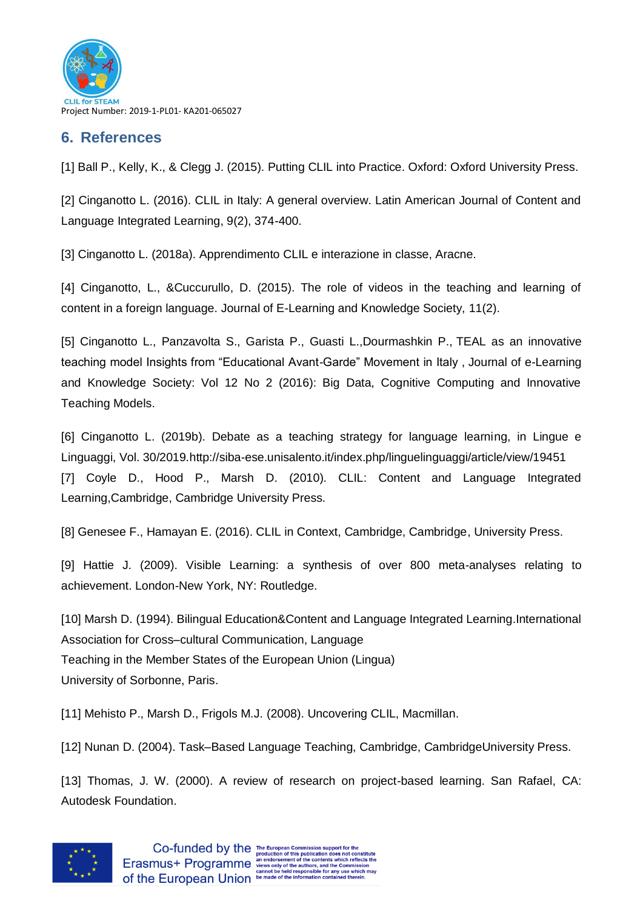## 6. References

[1] Ball P., Kelly, K., & Clegg J. (2015). Putting CLIL into Practice. Oxford: Oxford University Press.

[2] Cinganotto L. (2016). CLIL in Italy: A general overview. Latin American Journal of Content and Language Integrated Learning, 9(2), 374-400.

[3] Cinganotto L. (2018a). Apprendimento CLIL e interazione in classe, Aracne.

[4] Cinganotto, L., &Cuccurullo, D. (2015). The role of videos in the teaching and learning of content in a foreign language. Journal of E-Learning and Knowledge Society, 11(2).

[5] Cinganotto L., Panzavolta S., Garista P., Guasti L.,Dourmashkin P., TEAL as an innovative teaching model Insights from "Educational Avant-Garde" Movement in Italy , Journal of e-Learning and Knowledge Society: Vol 12 No 2 (2016): Big Data, Cognitive Computing and Innovative Teaching Models.

[6] Cinganotto L. (2019b). Debate as a teaching strategy for language learning, in Lingue e Linguaggi, Vol. 30/2019.http://siba-ese.unisalento.it/index.php/linguelinguaggi/article/view/19451

[7] Coyle D., Hood P., Marsh D. (2010). CLIL: Content and Language Integrated Learning,Cambridge, Cambridge University Press.

[8] Genesee F., Hamayan E. (2016). CLIL in Context, Cambridge, Cambridge, University Press.

[9] Hattie J. (2009). Visible Learning: a synthesis of over 800 meta-analyses relating to achievement. London-New York, NY: Routledge.

[10] Marsh D. (1994). Bilingual Education&Content and Language Integrated Learning.International Association for Cross–cultural Communication, Language
Teaching in the Member States of the European Union (Lingua)
University of Sorbonne, Paris.

[11] Mehisto P., Marsh D., Frigols M.J. (2008). Uncovering CLIL, Macmillan.

[12] Nunan D. (2004). Task–Based Language Teaching, Cambridge, CambridgeUniversity Press.

[13] Thomas, J. W. (2000). A review of research on project-based learning. San Rafael, CA: Autodesk Foundation.